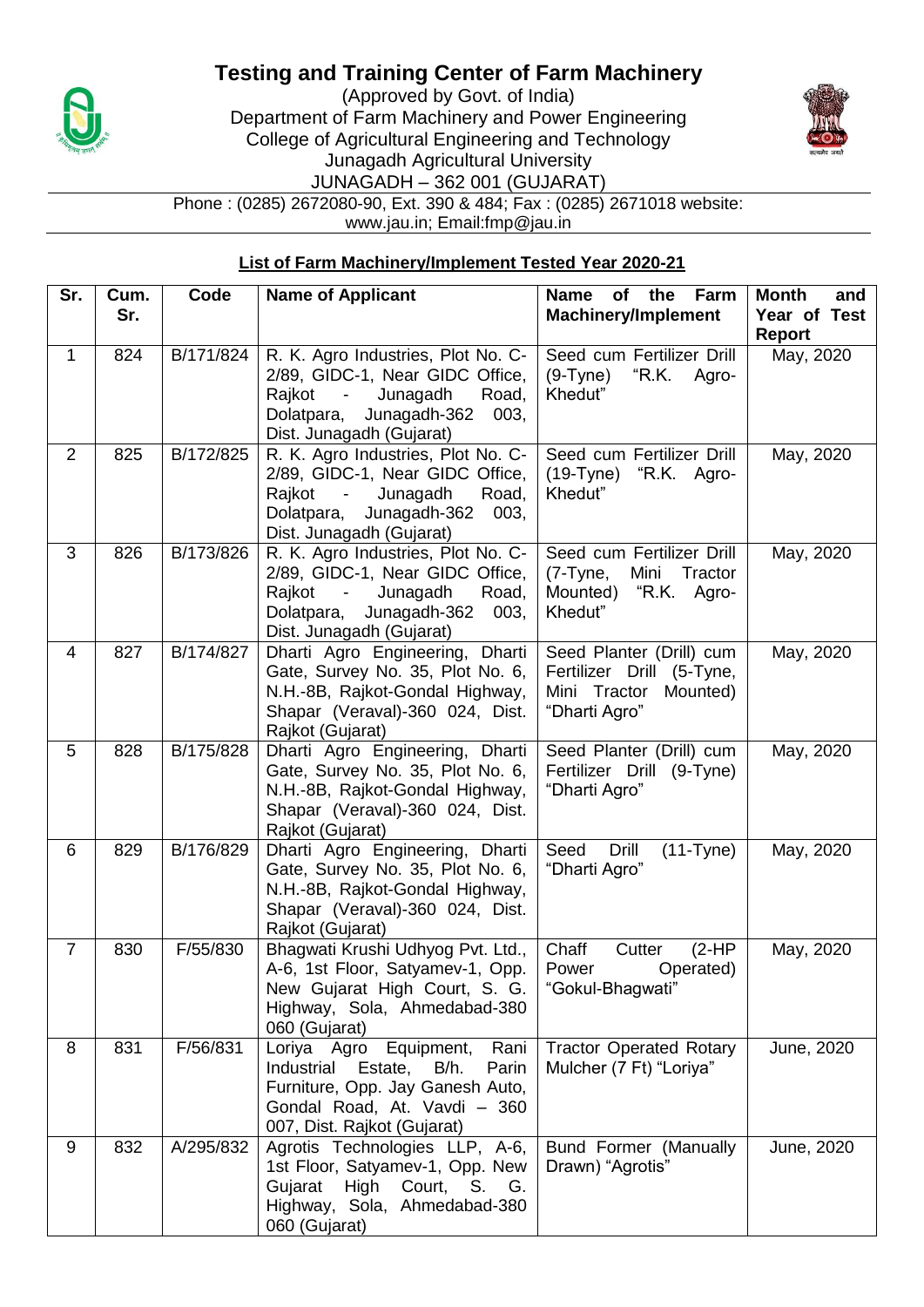# Testing and Training Center of Farm Machinery

(Approved by Govt. of India)
Department of Farm Machinery and Power Engineering
College of Agricultural Engineering and Technology
Junagadh Agricultural University
JUNAGADH – 362 001 (GUJARAT)

Phone : (0285) 2672080-90, Ext. 390 & 484; Fax : (0285) 2671018 website: www.jau.in; Email:fmp@jau.in

## List of Farm Machinery/Implement Tested Year 2020-21

| Sr. | Cum. Sr. | Code | Name of Applicant | Name of the Farm Machinery/Implement | Month and Year of Test Report |
|---|---|---|---|---|---|
| 1 | 824 | B/171/824 | R. K. Agro Industries, Plot No. C-2/89, GIDC-1, Near GIDC Office, Rajkot - Junagadh Road, Dolatpara, Junagadh-362 003, Dist. Junagadh (Gujarat) | Seed cum Fertilizer Drill (9-Tyne) "R.K. Agro-Khedut" | May, 2020 |
| 2 | 825 | B/172/825 | R. K. Agro Industries, Plot No. C-2/89, GIDC-1, Near GIDC Office, Rajkot - Junagadh Road, Dolatpara, Junagadh-362 003, Dist. Junagadh (Gujarat) | Seed cum Fertilizer Drill (19-Tyne) "R.K. Agro-Khedut" | May, 2020 |
| 3 | 826 | B/173/826 | R. K. Agro Industries, Plot No. C-2/89, GIDC-1, Near GIDC Office, Rajkot - Junagadh Road, Dolatpara, Junagadh-362 003, Dist. Junagadh (Gujarat) | Seed cum Fertilizer Drill (7-Tyne, Mini Tractor Mounted) "R.K. Agro-Khedut" | May, 2020 |
| 4 | 827 | B/174/827 | Dharti Agro Engineering, Dharti Gate, Survey No. 35, Plot No. 6, N.H.-8B, Rajkot-Gondal Highway, Shapar (Veraval)-360 024, Dist. Rajkot (Gujarat) | Seed Planter (Drill) cum Fertilizer Drill (5-Tyne, Mini Tractor Mounted) "Dharti Agro" | May, 2020 |
| 5 | 828 | B/175/828 | Dharti Agro Engineering, Dharti Gate, Survey No. 35, Plot No. 6, N.H.-8B, Rajkot-Gondal Highway, Shapar (Veraval)-360 024, Dist. Rajkot (Gujarat) | Seed Planter (Drill) cum Fertilizer Drill (9-Tyne) "Dharti Agro" | May, 2020 |
| 6 | 829 | B/176/829 | Dharti Agro Engineering, Dharti Gate, Survey No. 35, Plot No. 6, N.H.-8B, Rajkot-Gondal Highway, Shapar (Veraval)-360 024, Dist. Rajkot (Gujarat) | Seed Drill (11-Tyne) "Dharti Agro" | May, 2020 |
| 7 | 830 | F/55/830 | Bhagwati Krushi Udhyog Pvt. Ltd., A-6, 1st Floor, Satyamev-1, Opp. New Gujarat High Court, S. G. Highway, Sola, Ahmedabad-380 060 (Gujarat) | Chaff Cutter (2-HP Power Operated) "Gokul-Bhagwati" | May, 2020 |
| 8 | 831 | F/56/831 | Loriya Agro Equipment, Rani Industrial Estate, B/h. Parin Furniture, Opp. Jay Ganesh Auto, Gondal Road, At. Vavdi – 360 007, Dist. Rajkot (Gujarat) | Tractor Operated Rotary Mulcher (7 Ft) "Loriya" | June, 2020 |
| 9 | 832 | A/295/832 | Agrotis Technologies LLP, A-6, 1st Floor, Satyamev-1, Opp. New Gujarat High Court, S. G. Highway, Sola, Ahmedabad-380 060 (Gujarat) | Bund Former (Manually Drawn) "Agrotis" | June, 2020 |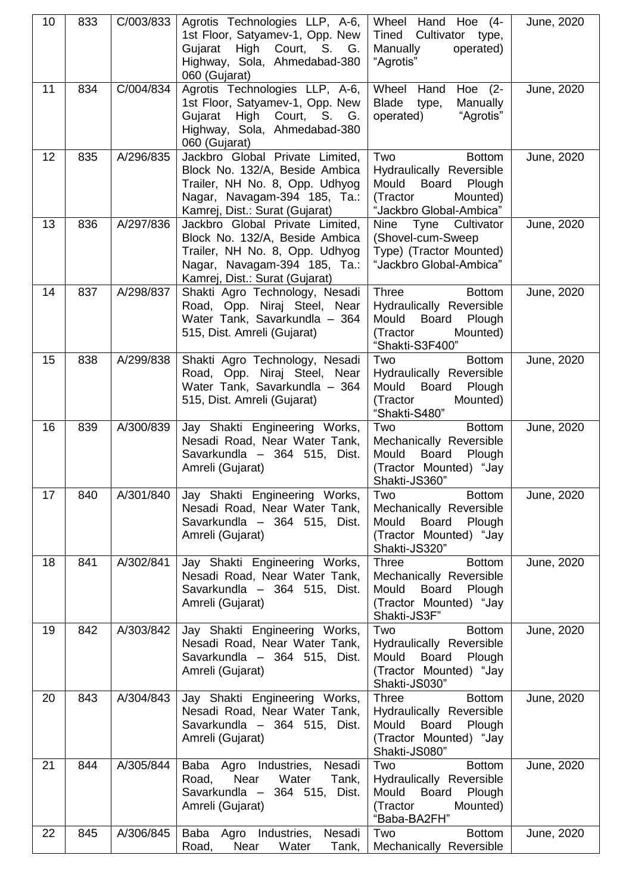| 10 | 833 | C/003/833 | Agrotis Technologies LLP, A-6, 1st Floor, Satyamev-1, Opp. New Gujarat High Court, S. G. Highway, Sola, Ahmedabad-380 060 (Gujarat) | Wheel Hand Hoe (4-Tined Cultivator type, Manually operated) "Agrotis" | June, 2020 |
|---|---|---|---|---|---|
| 11 | 834 | C/004/834 | Agrotis Technologies LLP, A-6, 1st Floor, Satyamev-1, Opp. New Gujarat High Court, S. G. Highway, Sola, Ahmedabad-380 060 (Gujarat) | Wheel Hand Hoe (2-Blade type, Manually operated) "Agrotis" | June, 2020 |
| 12 | 835 | A/296/835 | Jackbro Global Private Limited, Block No. 132/A, Beside Ambica Trailer, NH No. 8, Opp. Udhyog Nagar, Navagam-394 185, Ta.: Kamrej, Dist.: Surat (Gujarat) | Two Bottom Hydraulically Reversible Mould Board Plough (Tractor Mounted) "Jackbro Global-Ambica" | June, 2020 |
| 13 | 836 | A/297/836 | Jackbro Global Private Limited, Block No. 132/A, Beside Ambica Trailer, NH No. 8, Opp. Udhyog Nagar, Navagam-394 185, Ta.: Kamrej, Dist.: Surat (Gujarat) | Nine Tyne Cultivator (Shovel-cum-Sweep Type) (Tractor Mounted) "Jackbro Global-Ambica" | June, 2020 |
| 14 | 837 | A/298/837 | Shakti Agro Technology, Nesadi Road, Opp. Niraj Steel, Near Water Tank, Savarkundla – 364 515, Dist. Amreli (Gujarat) | Three Bottom Hydraulically Reversible Mould Board Plough (Tractor Mounted) "Shakti-S3F400" | June, 2020 |
| 15 | 838 | A/299/838 | Shakti Agro Technology, Nesadi Road, Opp. Niraj Steel, Near Water Tank, Savarkundla – 364 515, Dist. Amreli (Gujarat) | Two Bottom Hydraulically Reversible Mould Board Plough (Tractor Mounted) "Shakti-S480" | June, 2020 |
| 16 | 839 | A/300/839 | Jay Shakti Engineering Works, Nesadi Road, Near Water Tank, Savarkundla – 364 515, Dist. Amreli (Gujarat) | Two Bottom Mechanically Reversible Mould Board Plough (Tractor Mounted) "Jay Shakti-JS360" | June, 2020 |
| 17 | 840 | A/301/840 | Jay Shakti Engineering Works, Nesadi Road, Near Water Tank, Savarkundla – 364 515, Dist. Amreli (Gujarat) | Two Bottom Mechanically Reversible Mould Board Plough (Tractor Mounted) "Jay Shakti-JS320" | June, 2020 |
| 18 | 841 | A/302/841 | Jay Shakti Engineering Works, Nesadi Road, Near Water Tank, Savarkundla – 364 515, Dist. Amreli (Gujarat) | Three Bottom Mechanically Reversible Mould Board Plough (Tractor Mounted) "Jay Shakti-JS3F" | June, 2020 |
| 19 | 842 | A/303/842 | Jay Shakti Engineering Works, Nesadi Road, Near Water Tank, Savarkundla – 364 515, Dist. Amreli (Gujarat) | Two Bottom Hydraulically Reversible Mould Board Plough (Tractor Mounted) "Jay Shakti-JS030" | June, 2020 |
| 20 | 843 | A/304/843 | Jay Shakti Engineering Works, Nesadi Road, Near Water Tank, Savarkundla – 364 515, Dist. Amreli (Gujarat) | Three Bottom Hydraulically Reversible Mould Board Plough (Tractor Mounted) "Jay Shakti-JS080" | June, 2020 |
| 21 | 844 | A/305/844 | Baba Agro Industries, Nesadi Road, Near Water Tank, Savarkundla – 364 515, Dist. Amreli (Gujarat) | Two Bottom Hydraulically Reversible Mould Board Plough (Tractor Mounted) "Baba-BA2FH" | June, 2020 |
| 22 | 845 | A/306/845 | Baba Agro Industries, Nesadi Road, Near Water Tank, | Two Bottom Mechanically Reversible | June, 2020 |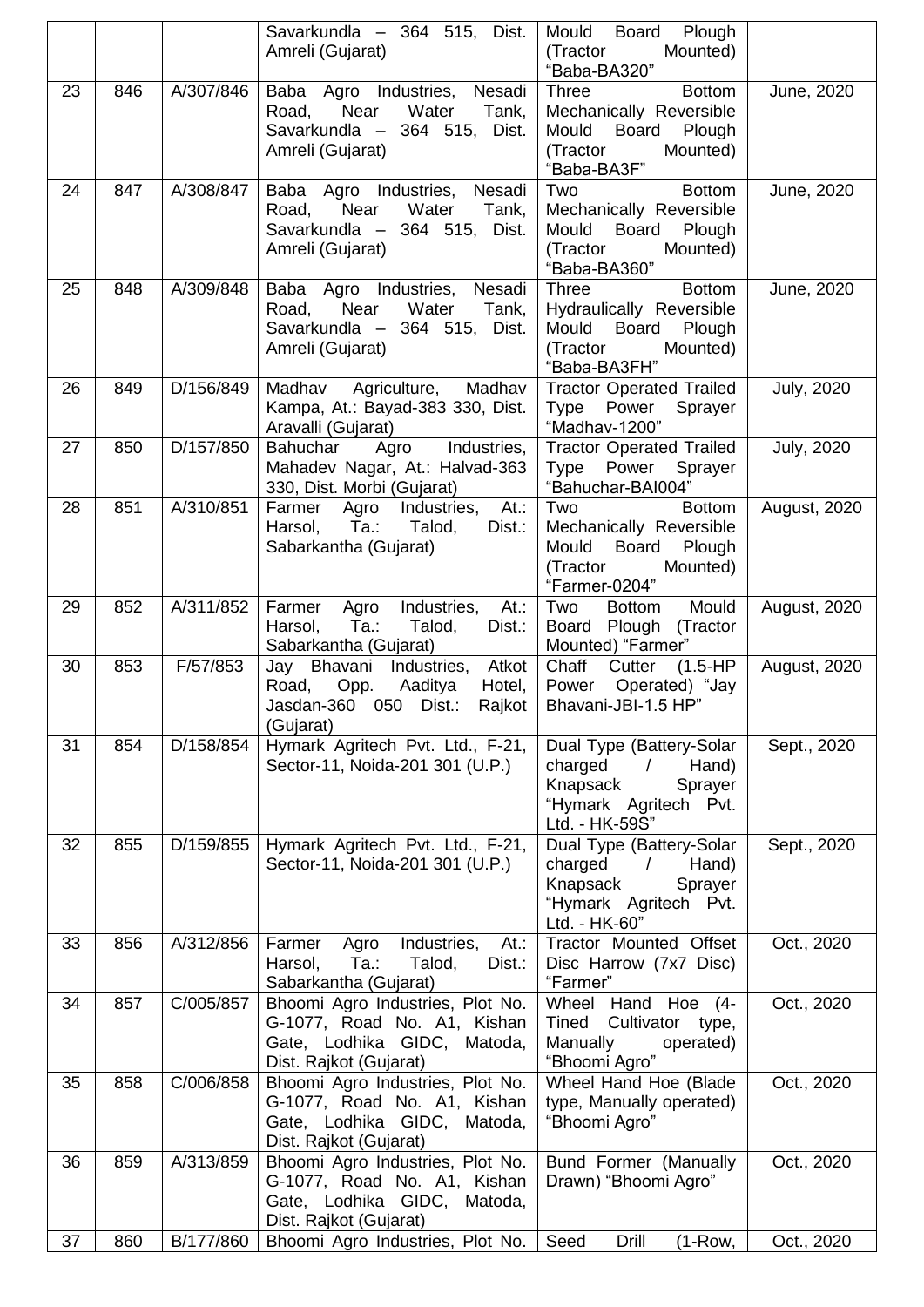| | | | Savarkundla – 364 515, Dist. Amreli (Gujarat) | Mould Board Plough (Tractor Mounted) "Baba-BA320" | |
|---|---|---|---|---|---|
| 23 | 846 | A/307/846 | Baba Agro Industries, Nesadi Road, Near Water Tank, Savarkundla – 364 515, Dist. Amreli (Gujarat) | Three Bottom Mechanically Reversible Mould Board Plough (Tractor Mounted) "Baba-BA3F" | June, 2020 |
| 24 | 847 | A/308/847 | Baba Agro Industries, Nesadi Road, Near Water Tank, Savarkundla – 364 515, Dist. Amreli (Gujarat) | Two Bottom Mechanically Reversible Mould Board Plough (Tractor Mounted) "Baba-BA360" | June, 2020 |
| 25 | 848 | A/309/848 | Baba Agro Industries, Nesadi Road, Near Water Tank, Savarkundla – 364 515, Dist. Amreli (Gujarat) | Three Bottom Hydraulically Reversible Mould Board Plough (Tractor Mounted) "Baba-BA3FH" | June, 2020 |
| 26 | 849 | D/156/849 | Madhav Agriculture, Madhav Kampa, At.: Bayad-383 330, Dist. Aravalli (Gujarat) | Tractor Operated Trailed Type Power Sprayer "Madhav-1200" | July, 2020 |
| 27 | 850 | D/157/850 | Bahuchar Agro Industries, Mahadev Nagar, At.: Halvad-363 330, Dist. Morbi (Gujarat) | Tractor Operated Trailed Type Power Sprayer "Bahuchar-BAI004" | July, 2020 |
| 28 | 851 | A/310/851 | Farmer Agro Industries, At.: Harsol, Ta.: Talod, Dist.: Sabarkantha (Gujarat) | Two Bottom Mechanically Reversible Mould Board Plough (Tractor Mounted) "Farmer-0204" | August, 2020 |
| 29 | 852 | A/311/852 | Farmer Agro Industries, At.: Harsol, Ta.: Talod, Dist.: Sabarkantha (Gujarat) | Two Bottom Mould Board Plough (Tractor Mounted) "Farmer" | August, 2020 |
| 30 | 853 | F/57/853 | Jay Bhavani Industries, Atkot Road, Opp. Aaditya Hotel, Jasdan-360 050 Dist.: Rajkot (Gujarat) | Chaff Cutter (1.5-HP Power Operated) "Jay Bhavani-JBI-1.5 HP" | August, 2020 |
| 31 | 854 | D/158/854 | Hymark Agritech Pvt. Ltd., F-21, Sector-11, Noida-201 301 (U.P.) | Dual Type (Battery-Solar charged / Hand) Knapsack Sprayer "Hymark Agritech Pvt. Ltd. - HK-59S" | Sept., 2020 |
| 32 | 855 | D/159/855 | Hymark Agritech Pvt. Ltd., F-21, Sector-11, Noida-201 301 (U.P.) | Dual Type (Battery-Solar charged / Hand) Knapsack Sprayer "Hymark Agritech Pvt. Ltd. - HK-60" | Sept., 2020 |
| 33 | 856 | A/312/856 | Farmer Agro Industries, At.: Harsol, Ta.: Talod, Dist.: Sabarkantha (Gujarat) | Tractor Mounted Offset Disc Harrow (7x7 Disc) "Farmer" | Oct., 2020 |
| 34 | 857 | C/005/857 | Bhoomi Agro Industries, Plot No. G-1077, Road No. A1, Kishan Gate, Lodhika GIDC, Matoda, Dist. Rajkot (Gujarat) | Wheel Hand Hoe (4-Tined Cultivator type, Manually operated) "Bhoomi Agro" | Oct., 2020 |
| 35 | 858 | C/006/858 | Bhoomi Agro Industries, Plot No. G-1077, Road No. A1, Kishan Gate, Lodhika GIDC, Matoda, Dist. Rajkot (Gujarat) | Wheel Hand Hoe (Blade type, Manually operated) "Bhoomi Agro" | Oct., 2020 |
| 36 | 859 | A/313/859 | Bhoomi Agro Industries, Plot No. G-1077, Road No. A1, Kishan Gate, Lodhika GIDC, Matoda, Dist. Rajkot (Gujarat) | Bund Former (Manually Drawn) "Bhoomi Agro" | Oct., 2020 |
| 37 | 860 | B/177/860 | Bhoomi Agro Industries, Plot No. | Seed Drill (1-Row, | Oct., 2020 |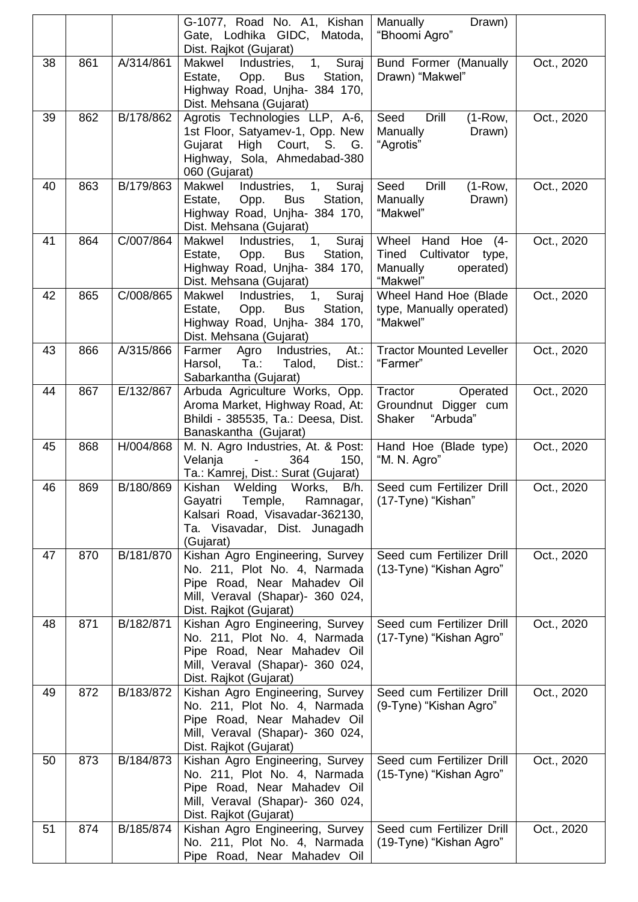| | | | G-1077, Road No. A1, Kishan Gate, Lodhika GIDC, Matoda, Dist. Rajkot (Gujarat) | Manually Drawn) "Bhoomi Agro" | |
|---|---|---|---|---|---|
| 38 | 861 | A/314/861 | Makwel Industries, 1, Suraj Estate, Opp. Bus Station, Highway Road, Unjha- 384 170, Dist. Mehsana (Gujarat) | Bund Former (Manually Drawn) "Makwel" | Oct., 2020 |
| 39 | 862 | B/178/862 | Agrotis Technologies LLP, A-6, 1st Floor, Satyamev-1, Opp. New Gujarat High Court, S. G. Highway, Sola, Ahmedabad-380 060 (Gujarat) | Seed Drill (1-Row, Manually Drawn) "Agrotis" | Oct., 2020 |
| 40 | 863 | B/179/863 | Makwel Industries, 1, Suraj Estate, Opp. Bus Station, Highway Road, Unjha- 384 170, Dist. Mehsana (Gujarat) | Seed Drill (1-Row, Manually Drawn) "Makwel" | Oct., 2020 |
| 41 | 864 | C/007/864 | Makwel Industries, 1, Suraj Estate, Opp. Bus Station, Highway Road, Unjha- 384 170, Dist. Mehsana (Gujarat) | Wheel Hand Hoe (4-Tined Cultivator type, Manually operated) "Makwel" | Oct., 2020 |
| 42 | 865 | C/008/865 | Makwel Industries, 1, Suraj Estate, Opp. Bus Station, Highway Road, Unjha- 384 170, Dist. Mehsana (Gujarat) | Wheel Hand Hoe (Blade type, Manually operated) "Makwel" | Oct., 2020 |
| 43 | 866 | A/315/866 | Farmer Agro Industries, At.: Harsol, Ta.: Talod, Dist.: Sabarkantha (Gujarat) | Tractor Mounted Leveller "Farmer" | Oct., 2020 |
| 44 | 867 | E/132/867 | Arbuda Agriculture Works, Opp. Aroma Market, Highway Road, At: Bhildi - 385535, Ta.: Deesa, Dist. Banaskantha (Gujarat) | Tractor Operated Groundnut Digger cum Shaker "Arbuda" | Oct., 2020 |
| 45 | 868 | H/004/868 | M. N. Agro Industries, At. & Post: Velanja - 364 150, Ta.: Kamrej, Dist.: Surat (Gujarat) | Hand Hoe (Blade type) "M. N. Agro" | Oct., 2020 |
| 46 | 869 | B/180/869 | Kishan Welding Works, B/h. Gayatri Temple, Ramnagar, Kalsari Road, Visavadar-362130, Ta. Visavadar, Dist. Junagadh (Gujarat) | Seed cum Fertilizer Drill (17-Tyne) "Kishan" | Oct., 2020 |
| 47 | 870 | B/181/870 | Kishan Agro Engineering, Survey No. 211, Plot No. 4, Narmada Pipe Road, Near Mahadev Oil Mill, Veraval (Shapar)- 360 024, Dist. Rajkot (Gujarat) | Seed cum Fertilizer Drill (13-Tyne) "Kishan Agro" | Oct., 2020 |
| 48 | 871 | B/182/871 | Kishan Agro Engineering, Survey No. 211, Plot No. 4, Narmada Pipe Road, Near Mahadev Oil Mill, Veraval (Shapar)- 360 024, Dist. Rajkot (Gujarat) | Seed cum Fertilizer Drill (17-Tyne) "Kishan Agro" | Oct., 2020 |
| 49 | 872 | B/183/872 | Kishan Agro Engineering, Survey No. 211, Plot No. 4, Narmada Pipe Road, Near Mahadev Oil Mill, Veraval (Shapar)- 360 024, Dist. Rajkot (Gujarat) | Seed cum Fertilizer Drill (9-Tyne) "Kishan Agro" | Oct., 2020 |
| 50 | 873 | B/184/873 | Kishan Agro Engineering, Survey No. 211, Plot No. 4, Narmada Pipe Road, Near Mahadev Oil Mill, Veraval (Shapar)- 360 024, Dist. Rajkot (Gujarat) | Seed cum Fertilizer Drill (15-Tyne) "Kishan Agro" | Oct., 2020 |
| 51 | 874 | B/185/874 | Kishan Agro Engineering, Survey No. 211, Plot No. 4, Narmada Pipe Road, Near Mahadev Oil | Seed cum Fertilizer Drill (19-Tyne) "Kishan Agro" | Oct., 2020 |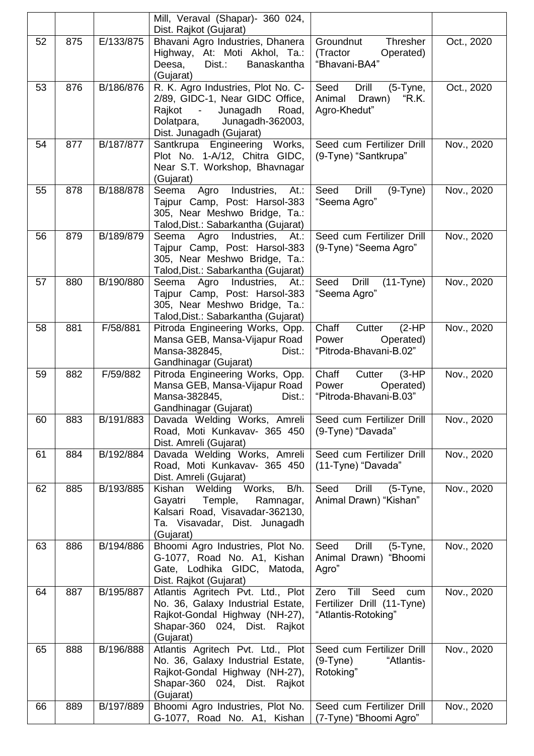| | | | Mill, Veraval (Shapar)- 360 024, Dist. Rajkot (Gujarat) | | |
|---|---|---|---|---|---|
| 52 | 875 | E/133/875 | Bhavani Agro Industries, Dhanera Highway, At: Moti Akhol, Ta.: Deesa, Dist.: Banaskantha (Gujarat) | Groundnut Thresher (Tractor Operated) "Bhavani-BA4" | Oct., 2020 |
| 53 | 876 | B/186/876 | R. K. Agro Industries, Plot No. C-2/89, GIDC-1, Near GIDC Office, Rajkot - Junagadh Road, Dolatpara, Junagadh-362003, Dist. Junagadh (Gujarat) | Seed Drill (5-Tyne, Animal Drawn) "R.K. Agro-Khedut" | Oct., 2020 |
| 54 | 877 | B/187/877 | Santkrupa Engineering Works, Plot No. 1-A/12, Chitra GIDC, Near S.T. Workshop, Bhavnagar (Gujarat) | Seed cum Fertilizer Drill (9-Tyne) "Santkrupa" | Nov., 2020 |
| 55 | 878 | B/188/878 | Seema Agro Industries, At.: Tajpur Camp, Post: Harsol-383 305, Near Meshwo Bridge, Ta.: Talod,Dist.: Sabarkantha (Gujarat) | Seed Drill (9-Tyne) "Seema Agro" | Nov., 2020 |
| 56 | 879 | B/189/879 | Seema Agro Industries, At.: Tajpur Camp, Post: Harsol-383 305, Near Meshwo Bridge, Ta.: Talod,Dist.: Sabarkantha (Gujarat) | Seed cum Fertilizer Drill (9-Tyne) "Seema Agro" | Nov., 2020 |
| 57 | 880 | B/190/880 | Seema Agro Industries, At.: Tajpur Camp, Post: Harsol-383 305, Near Meshwo Bridge, Ta.: Talod,Dist.: Sabarkantha (Gujarat) | Seed Drill (11-Tyne) "Seema Agro" | Nov., 2020 |
| 58 | 881 | F/58/881 | Pitroda Engineering Works, Opp. Mansa GEB, Mansa-Vijapur Road Mansa-382845, Dist.: Gandhinagar (Gujarat) | Chaff Cutter (2-HP Power Operated) "Pitroda-Bhavani-B.02" | Nov., 2020 |
| 59 | 882 | F/59/882 | Pitroda Engineering Works, Opp. Mansa GEB, Mansa-Vijapur Road Mansa-382845, Dist.: Gandhinagar (Gujarat) | Chaff Cutter (3-HP Power Operated) "Pitroda-Bhavani-B.03" | Nov., 2020 |
| 60 | 883 | B/191/883 | Davada Welding Works, Amreli Road, Moti Kunkavav- 365 450 Dist. Amreli (Gujarat) | Seed cum Fertilizer Drill (9-Tyne) "Davada" | Nov., 2020 |
| 61 | 884 | B/192/884 | Davada Welding Works, Amreli Road, Moti Kunkavav- 365 450 Dist. Amreli (Gujarat) | Seed cum Fertilizer Drill (11-Tyne) "Davada" | Nov., 2020 |
| 62 | 885 | B/193/885 | Kishan Welding Works, B/h. Gayatri Temple, Ramnagar, Kalsari Road, Visavadar-362130, Ta. Visavadar, Dist. Junagadh (Gujarat) | Seed Drill (5-Tyne, Animal Drawn) "Kishan" | Nov., 2020 |
| 63 | 886 | B/194/886 | Bhoomi Agro Industries, Plot No. G-1077, Road No. A1, Kishan Gate, Lodhika GIDC, Matoda, Dist. Rajkot (Gujarat) | Seed Drill (5-Tyne, Animal Drawn) "Bhoomi Agro" | Nov., 2020 |
| 64 | 887 | B/195/887 | Atlantis Agritech Pvt. Ltd., Plot No. 36, Galaxy Industrial Estate, Rajkot-Gondal Highway (NH-27), Shapar-360 024, Dist. Rajkot (Gujarat) | Zero Till Seed cum Fertilizer Drill (11-Tyne) "Atlantis-Rotoking" | Nov., 2020 |
| 65 | 888 | B/196/888 | Atlantis Agritech Pvt. Ltd., Plot No. 36, Galaxy Industrial Estate, Rajkot-Gondal Highway (NH-27), Shapar-360 024, Dist. Rajkot (Gujarat) | Seed cum Fertilizer Drill (9-Tyne) "Atlantis-Rotoking" | Nov., 2020 |
| 66 | 889 | B/197/889 | Bhoomi Agro Industries, Plot No. G-1077, Road No. A1, Kishan | Seed cum Fertilizer Drill (7-Tyne) "Bhoomi Agro" | Nov., 2020 |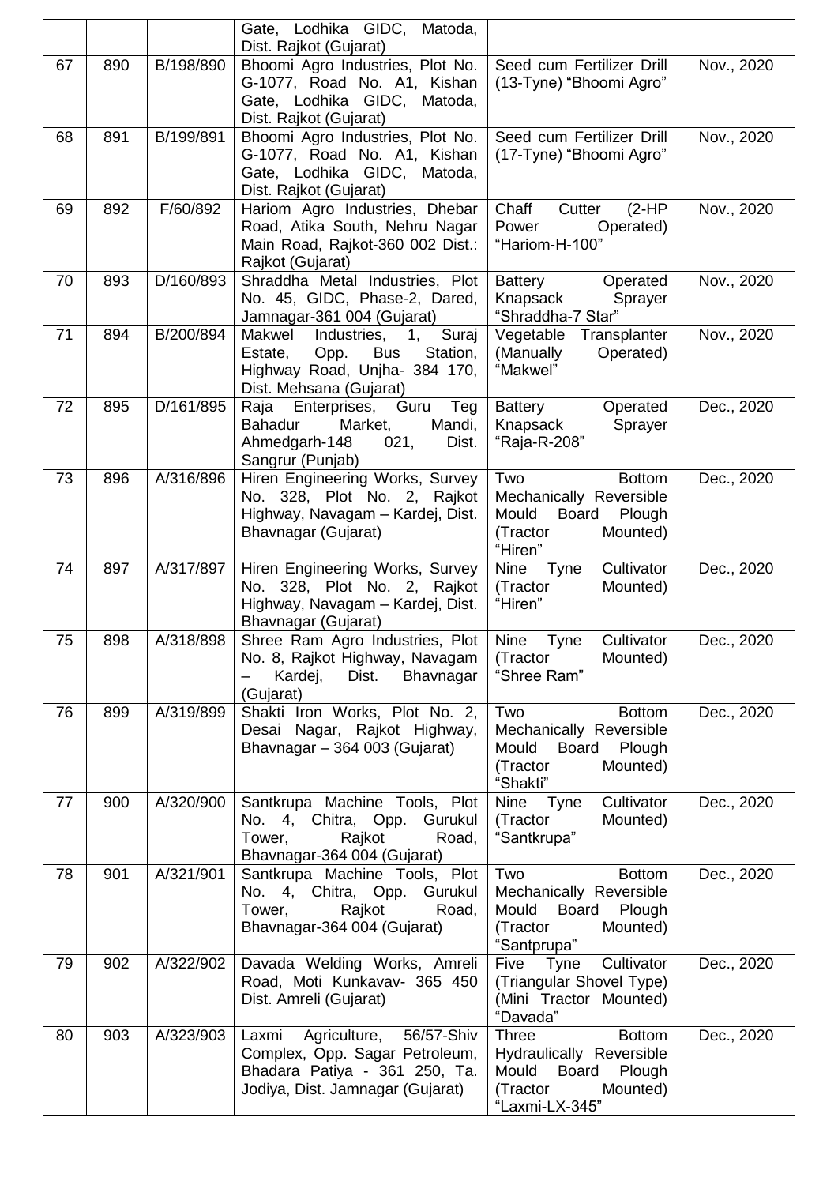|  |  |  | Gate, Lodhika GIDC, Matoda, Dist. Rajkot (Gujarat) |  |  |
|---|---|---|---|---|---|
| 67 | 890 | B/198/890 | Bhoomi Agro Industries, Plot No. G-1077, Road No. A1, Kishan Gate, Lodhika GIDC, Matoda, Dist. Rajkot (Gujarat) | Seed cum Fertilizer Drill (13-Tyne) "Bhoomi Agro" | Nov., 2020 |
| 68 | 891 | B/199/891 | Bhoomi Agro Industries, Plot No. G-1077, Road No. A1, Kishan Gate, Lodhika GIDC, Matoda, Dist. Rajkot (Gujarat) | Seed cum Fertilizer Drill (17-Tyne) "Bhoomi Agro" | Nov., 2020 |
| 69 | 892 | F/60/892 | Hariom Agro Industries, Dhebar Road, Atika South, Nehru Nagar Main Road, Rajkot-360 002 Dist.: Rajkot (Gujarat) | Chaff Cutter (2-HP Power Operated) "Hariom-H-100" | Nov., 2020 |
| 70 | 893 | D/160/893 | Shraddha Metal Industries, Plot No. 45, GIDC, Phase-2, Dared, Jamnagar-361 004 (Gujarat) | Battery Operated Knapsack Sprayer "Shraddha-7 Star" | Nov., 2020 |
| 71 | 894 | B/200/894 | Makwel Industries, 1, Suraj Estate, Opp. Bus Station, Highway Road, Unjha- 384 170, Dist. Mehsana (Gujarat) | Vegetable Transplanter (Manually Operated) "Makwel" | Nov., 2020 |
| 72 | 895 | D/161/895 | Raja Enterprises, Guru Teg Bahadur Market, Mandi, Ahmedgarh-148 021, Dist. Sangrur (Punjab) | Battery Operated Knapsack Sprayer "Raja-R-208" | Dec., 2020 |
| 73 | 896 | A/316/896 | Hiren Engineering Works, Survey No. 328, Plot No. 2, Rajkot Highway, Navagam – Kardej, Dist. Bhavnagar (Gujarat) | Two Bottom Mechanically Reversible Mould Board Plough (Tractor Mounted) "Hiren" | Dec., 2020 |
| 74 | 897 | A/317/897 | Hiren Engineering Works, Survey No. 328, Plot No. 2, Rajkot Highway, Navagam – Kardej, Dist. Bhavnagar (Gujarat) | Nine Tyne Cultivator (Tractor Mounted) "Hiren" | Dec., 2020 |
| 75 | 898 | A/318/898 | Shree Ram Agro Industries, Plot No. 8, Rajkot Highway, Navagam – Kardej, Dist. Bhavnagar (Gujarat) | Nine Tyne Cultivator (Tractor Mounted) "Shree Ram" | Dec., 2020 |
| 76 | 899 | A/319/899 | Shakti Iron Works, Plot No. 2, Desai Nagar, Rajkot Highway, Bhavnagar – 364 003 (Gujarat) | Two Bottom Mechanically Reversible Mould Board Plough (Tractor Mounted) "Shakti" | Dec., 2020 |
| 77 | 900 | A/320/900 | Santkrupa Machine Tools, Plot No. 4, Chitra, Opp. Gurukul Tower, Rajkot Road, Bhavnagar-364 004 (Gujarat) | Nine Tyne Cultivator (Tractor Mounted) "Santkrupa" | Dec., 2020 |
| 78 | 901 | A/321/901 | Santkrupa Machine Tools, Plot No. 4, Chitra, Opp. Gurukul Tower, Rajkot Road, Bhavnagar-364 004 (Gujarat) | Two Bottom Mechanically Reversible Mould Board Plough (Tractor Mounted) "Santprupa" | Dec., 2020 |
| 79 | 902 | A/322/902 | Davada Welding Works, Amreli Road, Moti Kunkavav- 365 450 Dist. Amreli (Gujarat) | Five Tyne Cultivator (Triangular Shovel Type) (Mini Tractor Mounted) "Davada" | Dec., 2020 |
| 80 | 903 | A/323/903 | Laxmi Agriculture, 56/57-Shiv Complex, Opp. Sagar Petroleum, Bhadara Patiya - 361 250, Ta. Jodiya, Dist. Jamnagar (Gujarat) | Three Bottom Hydraulically Reversible Mould Board Plough (Tractor Mounted) "Laxmi-LX-345" | Dec., 2020 |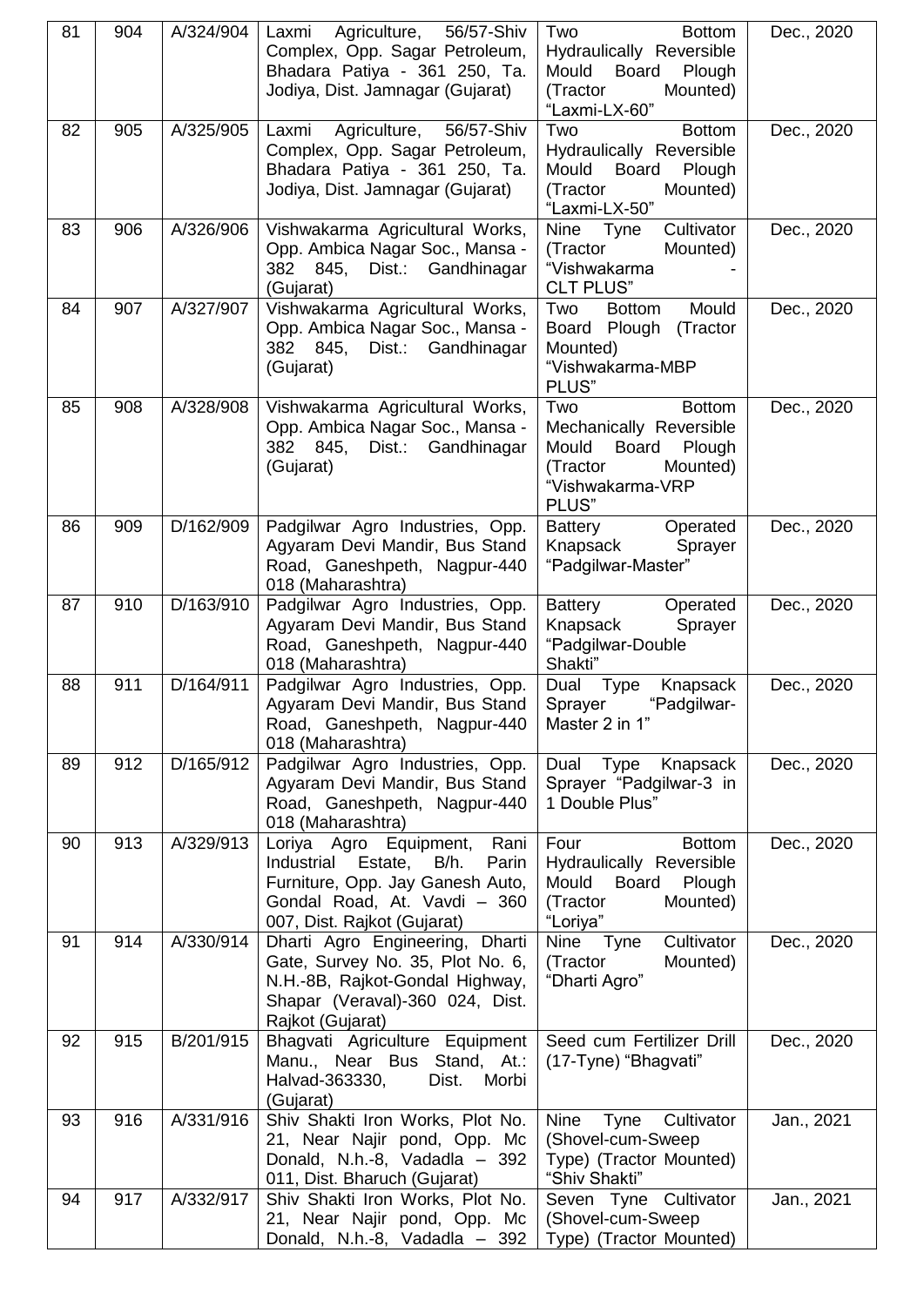| 81 | 904 | A/324/904 | Laxmi Agriculture, 56/57-Shiv Complex, Opp. Sagar Petroleum, Bhadara Patiya - 361 250, Ta. Jodiya, Dist. Jamnagar (Gujarat) | Two Bottom Hydraulically Reversible Mould Board Plough (Tractor Mounted) "Laxmi-LX-60" | Dec., 2020 |
|---|---|---|---|---|---|
| 82 | 905 | A/325/905 | Laxmi Agriculture, 56/57-Shiv Complex, Opp. Sagar Petroleum, Bhadara Patiya - 361 250, Ta. Jodiya, Dist. Jamnagar (Gujarat) | Two Bottom Hydraulically Reversible Mould Board Plough (Tractor Mounted) "Laxmi-LX-50" | Dec., 2020 |
| 83 | 906 | A/326/906 | Vishwakarma Agricultural Works, Opp. Ambica Nagar Soc., Mansa - 382 845, Dist.: Gandhinagar (Gujarat) | Nine Tyne Cultivator (Tractor Mounted) "Vishwakarma - CLT PLUS" | Dec., 2020 |
| 84 | 907 | A/327/907 | Vishwakarma Agricultural Works, Opp. Ambica Nagar Soc., Mansa - 382 845, Dist.: Gandhinagar (Gujarat) | Two Bottom Mould Board Plough (Tractor Mounted) "Vishwakarma-MBP PLUS" | Dec., 2020 |
| 85 | 908 | A/328/908 | Vishwakarma Agricultural Works, Opp. Ambica Nagar Soc., Mansa - 382 845, Dist.: Gandhinagar (Gujarat) | Two Bottom Mechanically Reversible Mould Board Plough (Tractor Mounted) "Vishwakarma-VRP PLUS" | Dec., 2020 |
| 86 | 909 | D/162/909 | Padgilwar Agro Industries, Opp. Agyaram Devi Mandir, Bus Stand Road, Ganeshpeth, Nagpur-440 018 (Maharashtra) | Battery Operated Knapsack Sprayer "Padgilwar-Master" | Dec., 2020 |
| 87 | 910 | D/163/910 | Padgilwar Agro Industries, Opp. Agyaram Devi Mandir, Bus Stand Road, Ganeshpeth, Nagpur-440 018 (Maharashtra) | Battery Operated Knapsack Sprayer "Padgilwar-Double Shakti" | Dec., 2020 |
| 88 | 911 | D/164/911 | Padgilwar Agro Industries, Opp. Agyaram Devi Mandir, Bus Stand Road, Ganeshpeth, Nagpur-440 018 (Maharashtra) | Dual Type Knapsack Sprayer "Padgilwar-Master 2 in 1" | Dec., 2020 |
| 89 | 912 | D/165/912 | Padgilwar Agro Industries, Opp. Agyaram Devi Mandir, Bus Stand Road, Ganeshpeth, Nagpur-440 018 (Maharashtra) | Dual Type Knapsack Sprayer "Padgilwar-3 in 1 Double Plus" | Dec., 2020 |
| 90 | 913 | A/329/913 | Loriya Agro Equipment, Rani Industrial Estate, B/h. Parin Furniture, Opp. Jay Ganesh Auto, Gondal Road, At. Vavdi – 360 007, Dist. Rajkot (Gujarat) | Four Bottom Hydraulically Reversible Mould Board Plough (Tractor Mounted) "Loriya" | Dec., 2020 |
| 91 | 914 | A/330/914 | Dharti Agro Engineering, Dharti Gate, Survey No. 35, Plot No. 6, N.H.-8B, Rajkot-Gondal Highway, Shapar (Veraval)-360 024, Dist. Rajkot (Gujarat) | Nine Tyne Cultivator (Tractor Mounted) "Dharti Agro" | Dec., 2020 |
| 92 | 915 | B/201/915 | Bhagvati Agriculture Equipment Manu., Near Bus Stand, At.: Halvad-363330, Dist. Morbi (Gujarat) | Seed cum Fertilizer Drill (17-Tyne) "Bhagvati" | Dec., 2020 |
| 93 | 916 | A/331/916 | Shiv Shakti Iron Works, Plot No. 21, Near Najir pond, Opp. Mc Donald, N.h.-8, Vadadla – 392 011, Dist. Bharuch (Gujarat) | Nine Tyne Cultivator (Shovel-cum-Sweep Type) (Tractor Mounted) "Shiv Shakti" | Jan., 2021 |
| 94 | 917 | A/332/917 | Shiv Shakti Iron Works, Plot No. 21, Near Najir pond, Opp. Mc Donald, N.h.-8, Vadadla – 392 | Seven Tyne Cultivator (Shovel-cum-Sweep Type) (Tractor Mounted) | Jan., 2021 |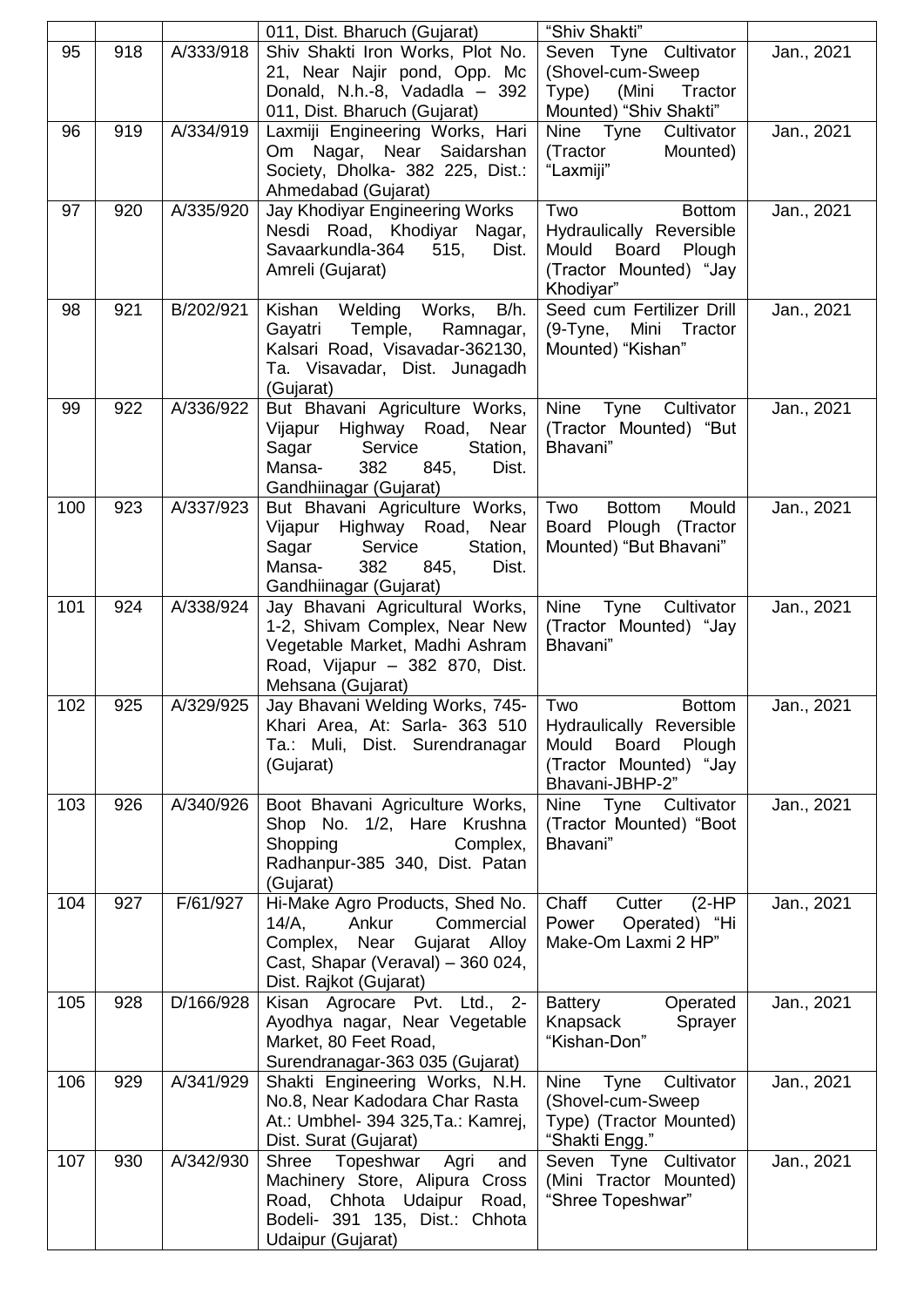|  |  |  | 011, Dist. Bharuch (Gujarat) | "Shiv Shakti" |  |
|---|---|---|---|---|---|
| 95 | 918 | A/333/918 | Shiv Shakti Iron Works, Plot No. 21, Near Najir pond, Opp. Mc Donald, N.h.-8, Vadadla – 392 011, Dist. Bharuch (Gujarat) | Seven Tyne Cultivator (Shovel-cum-Sweep Type) (Mini Tractor Mounted) "Shiv Shakti" | Jan., 2021 |
| 96 | 919 | A/334/919 | Laxmiji Engineering Works, Hari Om Nagar, Near Saidarshan Society, Dholka- 382 225, Dist.: Ahmedabad (Gujarat) | Nine Tyne Cultivator (Tractor Mounted) "Laxmiji" | Jan., 2021 |
| 97 | 920 | A/335/920 | Jay Khodiyar Engineering Works Nesdi Road, Khodiyar Nagar, Savaarkundla-364 515, Dist. Amreli (Gujarat) | Two Bottom Hydraulically Reversible Mould Board Plough (Tractor Mounted) "Jay Khodiyar" | Jan., 2021 |
| 98 | 921 | B/202/921 | Kishan Welding Works, B/h. Gayatri Temple, Ramnagar, Kalsari Road, Visavadar-362130, Ta. Visavadar, Dist. Junagadh (Gujarat) | Seed cum Fertilizer Drill (9-Tyne, Mini Tractor Mounted) "Kishan" | Jan., 2021 |
| 99 | 922 | A/336/922 | But Bhavani Agriculture Works, Vijapur Highway Road, Near Sagar Service Station, Mansa- 382 845, Dist. Gandhiinagar (Gujarat) | Nine Tyne Cultivator (Tractor Mounted) "But Bhavani" | Jan., 2021 |
| 100 | 923 | A/337/923 | But Bhavani Agriculture Works, Vijapur Highway Road, Near Sagar Service Station, Mansa- 382 845, Dist. Gandhiinagar (Gujarat) | Two Bottom Mould Board Plough (Tractor Mounted) "But Bhavani" | Jan., 2021 |
| 101 | 924 | A/338/924 | Jay Bhavani Agricultural Works, 1-2, Shivam Complex, Near New Vegetable Market, Madhi Ashram Road, Vijapur – 382 870, Dist. Mehsana (Gujarat) | Nine Tyne Cultivator (Tractor Mounted) "Jay Bhavani" | Jan., 2021 |
| 102 | 925 | A/329/925 | Jay Bhavani Welding Works, 745-Khari Area, At: Sarla- 363 510 Ta.: Muli, Dist. Surendranagar (Gujarat) | Two Bottom Hydraulically Reversible Mould Board Plough (Tractor Mounted) "Jay Bhavani-JBHP-2" | Jan., 2021 |
| 103 | 926 | A/340/926 | Boot Bhavani Agriculture Works, Shop No. 1/2, Hare Krushna Shopping Complex, Radhanpur-385 340, Dist. Patan (Gujarat) | Nine Tyne Cultivator (Tractor Mounted) "Boot Bhavani" | Jan., 2021 |
| 104 | 927 | F/61/927 | Hi-Make Agro Products, Shed No. 14/A, Ankur Commercial Complex, Near Gujarat Alloy Cast, Shapar (Veraval) – 360 024, Dist. Rajkot (Gujarat) | Chaff Cutter (2-HP Power Operated) "Hi Make-Om Laxmi 2 HP" | Jan., 2021 |
| 105 | 928 | D/166/928 | Kisan Agrocare Pvt. Ltd., 2-Ayodhya nagar, Near Vegetable Market, 80 Feet Road, Surendranagar-363 035 (Gujarat) | Battery Operated Knapsack Sprayer "Kishan-Don" | Jan., 2021 |
| 106 | 929 | A/341/929 | Shakti Engineering Works, N.H. No.8, Near Kadodara Char Rasta At.: Umbhel- 394 325,Ta.: Kamrej, Dist. Surat (Gujarat) | Nine Tyne Cultivator (Shovel-cum-Sweep Type) (Tractor Mounted) "Shakti Engg." | Jan., 2021 |
| 107 | 930 | A/342/930 | Shree Topeshwar Agri and Machinery Store, Alipura Cross Road, Chhota Udaipur Road, Bodeli- 391 135, Dist.: Chhota Udaipur (Gujarat) | Seven Tyne Cultivator (Mini Tractor Mounted) "Shree Topeshwar" | Jan., 2021 |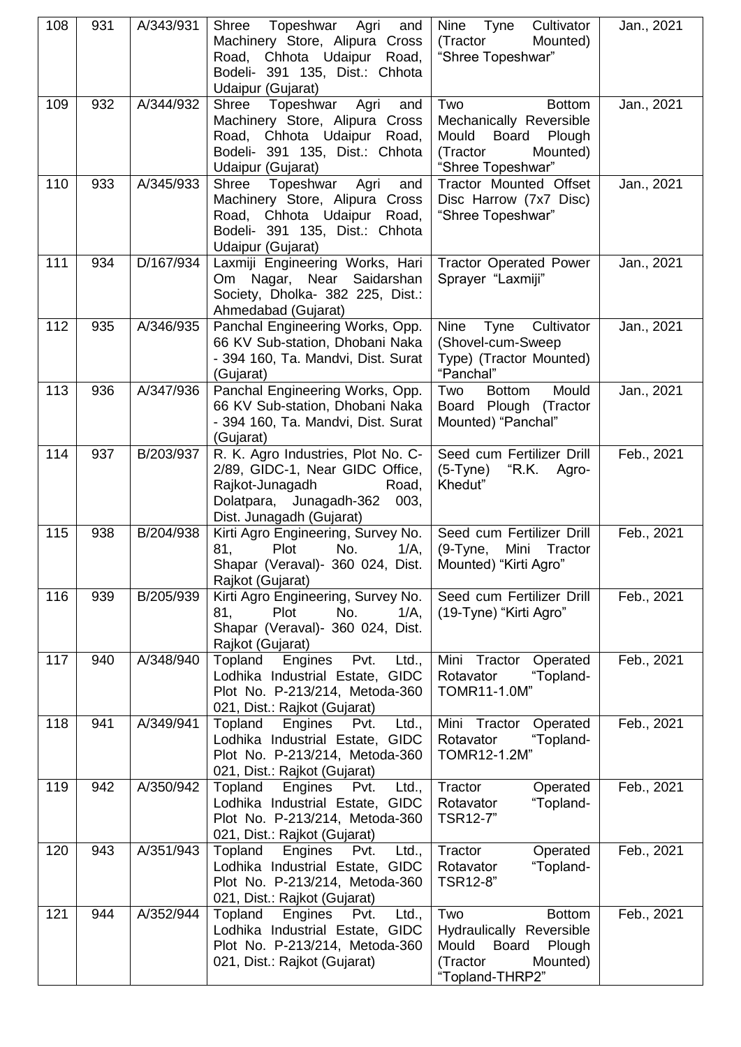| 108 | 931 | A/343/931 | Shree Topeshwar Agri and Machinery Store, Alipura Cross Road, Chhota Udaipur Road, Bodeli- 391 135, Dist.: Chhota Udaipur (Gujarat) | Nine Tyne Cultivator (Tractor Mounted) "Shree Topeshwar" | Jan., 2021 |
|---|---|---|---|---|---|
| 109 | 932 | A/344/932 | Shree Topeshwar Agri and Machinery Store, Alipura Cross Road, Chhota Udaipur Road, Bodeli- 391 135, Dist.: Chhota Udaipur (Gujarat) | Two Bottom Mechanically Reversible Mould Board Plough (Tractor Mounted) "Shree Topeshwar" | Jan., 2021 |
| 110 | 933 | A/345/933 | Shree Topeshwar Agri and Machinery Store, Alipura Cross Road, Chhota Udaipur Road, Bodeli- 391 135, Dist.: Chhota Udaipur (Gujarat) | Tractor Mounted Offset Disc Harrow (7x7 Disc) "Shree Topeshwar" | Jan., 2021 |
| 111 | 934 | D/167/934 | Laxmiji Engineering Works, Hari Om Nagar, Near Saidarshan Society, Dholka- 382 225, Dist.: Ahmedabad (Gujarat) | Tractor Operated Power Sprayer "Laxmiji" | Jan., 2021 |
| 112 | 935 | A/346/935 | Panchal Engineering Works, Opp. 66 KV Sub-station, Dhobani Naka - 394 160, Ta. Mandvi, Dist. Surat (Gujarat) | Nine Tyne Cultivator (Shovel-cum-Sweep Type) (Tractor Mounted) "Panchal" | Jan., 2021 |
| 113 | 936 | A/347/936 | Panchal Engineering Works, Opp. 66 KV Sub-station, Dhobani Naka - 394 160, Ta. Mandvi, Dist. Surat (Gujarat) | Two Bottom Mould Board Plough (Tractor Mounted) "Panchal" | Jan., 2021 |
| 114 | 937 | B/203/937 | R. K. Agro Industries, Plot No. C-2/89, GIDC-1, Near GIDC Office, Rajkot-Junagadh Road, Dolatpara, Junagadh-362 003, Dist. Junagadh (Gujarat) | Seed cum Fertilizer Drill (5-Tyne) "R.K. Agro-Khedut" | Feb., 2021 |
| 115 | 938 | B/204/938 | Kirti Agro Engineering, Survey No. 81, Plot No. 1/A, Shapar (Veraval)- 360 024, Dist. Rajkot (Gujarat) | Seed cum Fertilizer Drill (9-Tyne, Mini Tractor Mounted) "Kirti Agro" | Feb., 2021 |
| 116 | 939 | B/205/939 | Kirti Agro Engineering, Survey No. 81, Plot No. 1/A, Shapar (Veraval)- 360 024, Dist. Rajkot (Gujarat) | Seed cum Fertilizer Drill (19-Tyne) "Kirti Agro" | Feb., 2021 |
| 117 | 940 | A/348/940 | Topland Engines Pvt. Ltd., Lodhika Industrial Estate, GIDC Plot No. P-213/214, Metoda-360 021, Dist.: Rajkot (Gujarat) | Mini Tractor Operated Rotavator "Topland-TOMR11-1.0M" | Feb., 2021 |
| 118 | 941 | A/349/941 | Topland Engines Pvt. Ltd., Lodhika Industrial Estate, GIDC Plot No. P-213/214, Metoda-360 021, Dist.: Rajkot (Gujarat) | Mini Tractor Operated Rotavator "Topland-TOMR12-1.2M" | Feb., 2021 |
| 119 | 942 | A/350/942 | Topland Engines Pvt. Ltd., Lodhika Industrial Estate, GIDC Plot No. P-213/214, Metoda-360 021, Dist.: Rajkot (Gujarat) | Tractor Operated Rotavator "Topland-TSR12-7" | Feb., 2021 |
| 120 | 943 | A/351/943 | Topland Engines Pvt. Ltd., Lodhika Industrial Estate, GIDC Plot No. P-213/214, Metoda-360 021, Dist.: Rajkot (Gujarat) | Tractor Operated Rotavator "Topland-TSR12-8" | Feb., 2021 |
| 121 | 944 | A/352/944 | Topland Engines Pvt. Ltd., Lodhika Industrial Estate, GIDC Plot No. P-213/214, Metoda-360 021, Dist.: Rajkot (Gujarat) | Two Bottom Hydraulically Reversible Mould Board Plough (Tractor Mounted) "Topland-THRP2" | Feb., 2021 |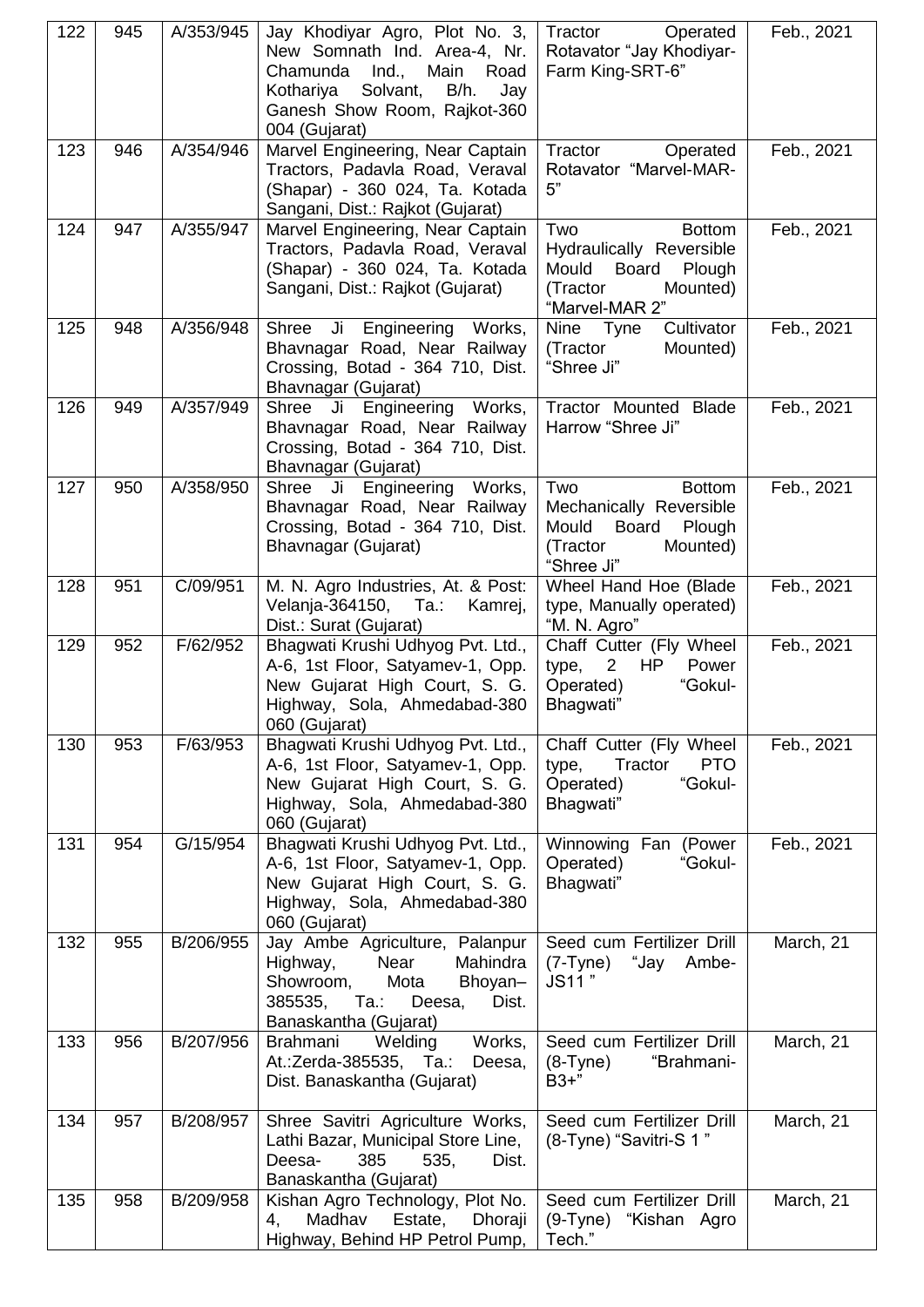| 122 | 945 | A/353/945 | Jay Khodiyar Agro, Plot No. 3, New Somnath Ind. Area-4, Nr. Chamunda Ind., Main Road Kothariya Solvant, B/h. Jay Ganesh Show Room, Rajkot-360 004 (Gujarat) | Tractor Operated Rotavator "Jay Khodiyar-Farm King-SRT-6" | Feb., 2021 |
|---|---|---|---|---|---|
| 123 | 946 | A/354/946 | Marvel Engineering, Near Captain Tractors, Padavla Road, Veraval (Shapar) - 360 024, Ta. Kotada Sangani, Dist.: Rajkot (Gujarat) | Tractor Operated Rotavator "Marvel-MAR-5" | Feb., 2021 |
| 124 | 947 | A/355/947 | Marvel Engineering, Near Captain Tractors, Padavla Road, Veraval (Shapar) - 360 024, Ta. Kotada Sangani, Dist.: Rajkot (Gujarat) | Two Bottom Hydraulically Reversible Mould Board Plough (Tractor Mounted) "Marvel-MAR 2" | Feb., 2021 |
| 125 | 948 | A/356/948 | Shree Ji Engineering Works, Bhavnagar Road, Near Railway Crossing, Botad - 364 710, Dist. Bhavnagar (Gujarat) | Nine Tyne Cultivator (Tractor Mounted) "Shree Ji" | Feb., 2021 |
| 126 | 949 | A/357/949 | Shree Ji Engineering Works, Bhavnagar Road, Near Railway Crossing, Botad - 364 710, Dist. Bhavnagar (Gujarat) | Tractor Mounted Blade Harrow "Shree Ji" | Feb., 2021 |
| 127 | 950 | A/358/950 | Shree Ji Engineering Works, Bhavnagar Road, Near Railway Crossing, Botad - 364 710, Dist. Bhavnagar (Gujarat) | Two Bottom Mechanically Reversible Mould Board Plough (Tractor Mounted) "Shree Ji" | Feb., 2021 |
| 128 | 951 | C/09/951 | M. N. Agro Industries, At. & Post: Velanja-364150, Ta.: Kamrej, Dist.: Surat (Gujarat) | Wheel Hand Hoe (Blade type, Manually operated) "M. N. Agro" | Feb., 2021 |
| 129 | 952 | F/62/952 | Bhagwati Krushi Udhyog Pvt. Ltd., A-6, 1st Floor, Satyamev-1, Opp. New Gujarat High Court, S. G. Highway, Sola, Ahmedabad-380 060 (Gujarat) | Chaff Cutter (Fly Wheel type, 2 HP Power Operated) "Gokul-Bhagwati" | Feb., 2021 |
| 130 | 953 | F/63/953 | Bhagwati Krushi Udhyog Pvt. Ltd., A-6, 1st Floor, Satyamev-1, Opp. New Gujarat High Court, S. G. Highway, Sola, Ahmedabad-380 060 (Gujarat) | Chaff Cutter (Fly Wheel type, Tractor PTO Operated) "Gokul-Bhagwati" | Feb., 2021 |
| 131 | 954 | G/15/954 | Bhagwati Krushi Udhyog Pvt. Ltd., A-6, 1st Floor, Satyamev-1, Opp. New Gujarat High Court, S. G. Highway, Sola, Ahmedabad-380 060 (Gujarat) | Winnowing Fan (Power Operated) "Gokul-Bhagwati" | Feb., 2021 |
| 132 | 955 | B/206/955 | Jay Ambe Agriculture, Palanpur Highway, Near Mahindra Showroom, Mota Bhoyan–385535, Ta.: Deesa, Dist. Banaskantha (Gujarat) | Seed cum Fertilizer Drill (7-Tyne) "Jay Ambe-JS11 " | March, 21 |
| 133 | 956 | B/207/956 | Brahmani Welding Works, At.:Zerda-385535, Ta.: Deesa, Dist. Banaskantha (Gujarat) | Seed cum Fertilizer Drill (8-Tyne) "Brahmani-B3+" | March, 21 |
| 134 | 957 | B/208/957 | Shree Savitri Agriculture Works, Lathi Bazar, Municipal Store Line, Deesa- 385 535, Dist. Banaskantha (Gujarat) | Seed cum Fertilizer Drill (8-Tyne) "Savitri-S 1 " | March, 21 |
| 135 | 958 | B/209/958 | Kishan Agro Technology, Plot No. 4, Madhav Estate, Dhoraji Highway, Behind HP Petrol Pump, | Seed cum Fertilizer Drill (9-Tyne) "Kishan Agro Tech." | March, 21 |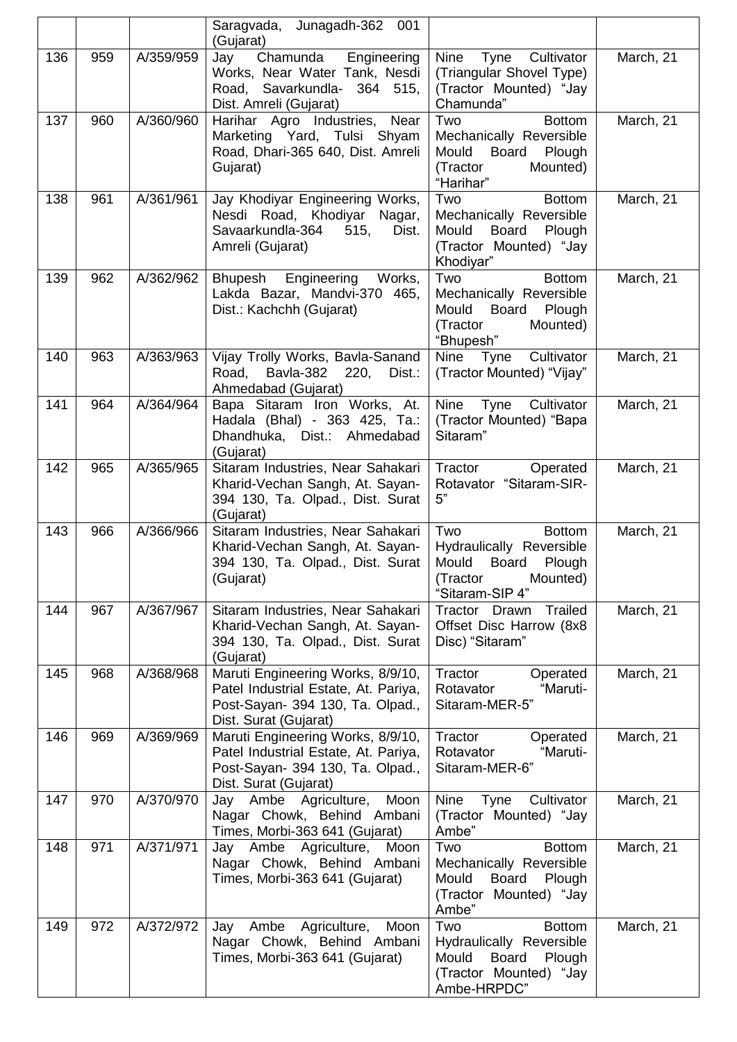| | | | Saragvada, Junagadh-362 001 (Gujarat) | | |
|---|---|---|---|---|---|
| 136 | 959 | A/359/959 | Jay Chamunda Engineering Works, Near Water Tank, Nesdi Road, Savarkundla- 364 515, Dist. Amreli (Gujarat) | Nine Tyne Cultivator (Triangular Shovel Type) (Tractor Mounted) "Jay Chamunda" | March, 21 |
| 137 | 960 | A/360/960 | Harihar Agro Industries, Near Marketing Yard, Tulsi Shyam Road, Dhari-365 640, Dist. Amreli Gujarat) | Two Bottom Mechanically Reversible Mould Board Plough (Tractor Mounted) "Harihar" | March, 21 |
| 138 | 961 | A/361/961 | Jay Khodiyar Engineering Works, Nesdi Road, Khodiyar Nagar, Savaarkundla-364 515, Dist. Amreli (Gujarat) | Two Bottom Mechanically Reversible Mould Board Plough (Tractor Mounted) "Jay Khodiyar" | March, 21 |
| 139 | 962 | A/362/962 | Bhupesh Engineering Works, Lakda Bazar, Mandvi-370 465, Dist.: Kachchh (Gujarat) | Two Bottom Mechanically Reversible Mould Board Plough (Tractor Mounted) "Bhupesh" | March, 21 |
| 140 | 963 | A/363/963 | Vijay Trolly Works, Bavla-Sanand Road, Bavla-382 220, Dist.: Ahmedabad (Gujarat) | Nine Tyne Cultivator (Tractor Mounted) "Vijay" | March, 21 |
| 141 | 964 | A/364/964 | Bapa Sitaram Iron Works, At. Hadala (Bhal) - 363 425, Ta.: Dhandhuka, Dist.: Ahmedabad (Gujarat) | Nine Tyne Cultivator (Tractor Mounted) "Bapa Sitaram" | March, 21 |
| 142 | 965 | A/365/965 | Sitaram Industries, Near Sahakari Kharid-Vechan Sangh, At. Sayan-394 130, Ta. Olpad., Dist. Surat (Gujarat) | Tractor Operated Rotavator "Sitaram-SIR-5" | March, 21 |
| 143 | 966 | A/366/966 | Sitaram Industries, Near Sahakari Kharid-Vechan Sangh, At. Sayan-394 130, Ta. Olpad., Dist. Surat (Gujarat) | Two Bottom Hydraulically Reversible Mould Board Plough (Tractor Mounted) "Sitaram-SIP 4" | March, 21 |
| 144 | 967 | A/367/967 | Sitaram Industries, Near Sahakari Kharid-Vechan Sangh, At. Sayan-394 130, Ta. Olpad., Dist. Surat (Gujarat) | Tractor Drawn Trailed Offset Disc Harrow (8x8 Disc) "Sitaram" | March, 21 |
| 145 | 968 | A/368/968 | Maruti Engineering Works, 8/9/10, Patel Industrial Estate, At. Pariya, Post-Sayan- 394 130, Ta. Olpad., Dist. Surat (Gujarat) | Tractor Operated Rotavator "Maruti-Sitaram-MER-5" | March, 21 |
| 146 | 969 | A/369/969 | Maruti Engineering Works, 8/9/10, Patel Industrial Estate, At. Pariya, Post-Sayan- 394 130, Ta. Olpad., Dist. Surat (Gujarat) | Tractor Operated Rotavator "Maruti-Sitaram-MER-6" | March, 21 |
| 147 | 970 | A/370/970 | Jay Ambe Agriculture, Moon Nagar Chowk, Behind Ambani Times, Morbi-363 641 (Gujarat) | Nine Tyne Cultivator (Tractor Mounted) "Jay Ambe" | March, 21 |
| 148 | 971 | A/371/971 | Jay Ambe Agriculture, Moon Nagar Chowk, Behind Ambani Times, Morbi-363 641 (Gujarat) | Two Bottom Mechanically Reversible Mould Board Plough (Tractor Mounted) "Jay Ambe" | March, 21 |
| 149 | 972 | A/372/972 | Jay Ambe Agriculture, Moon Nagar Chowk, Behind Ambani Times, Morbi-363 641 (Gujarat) | Two Bottom Hydraulically Reversible Mould Board Plough (Tractor Mounted) "Jay Ambe-HRPDC" | March, 21 |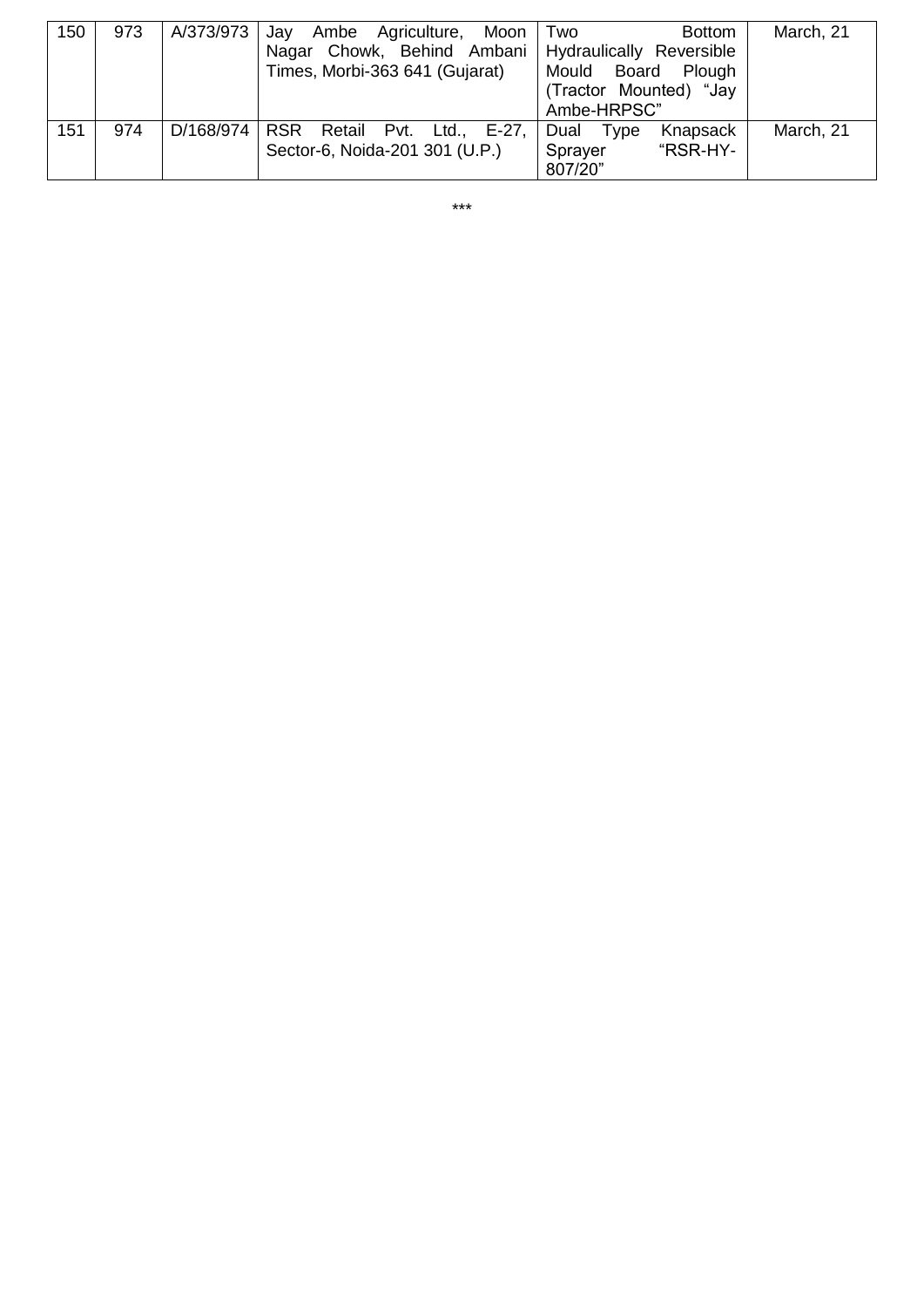| | | | | | |
|---|---|---|---|---|---|
| 150 | 973 | A/373/973 | Jay Ambe Agriculture, Moon Nagar Chowk, Behind Ambani Times, Morbi-363 641 (Gujarat) | Two Bottom Hydraulically Reversible Mould Board Plough (Tractor Mounted) "Jay Ambe-HRPSC" | March, 21 |
| 151 | 974 | D/168/974 | RSR Retail Pvt. Ltd., E-27, Sector-6, Noida-201 301 (U.P.) | Dual Type Knapsack Sprayer "RSR-HY-807/20" | March, 21 |

***